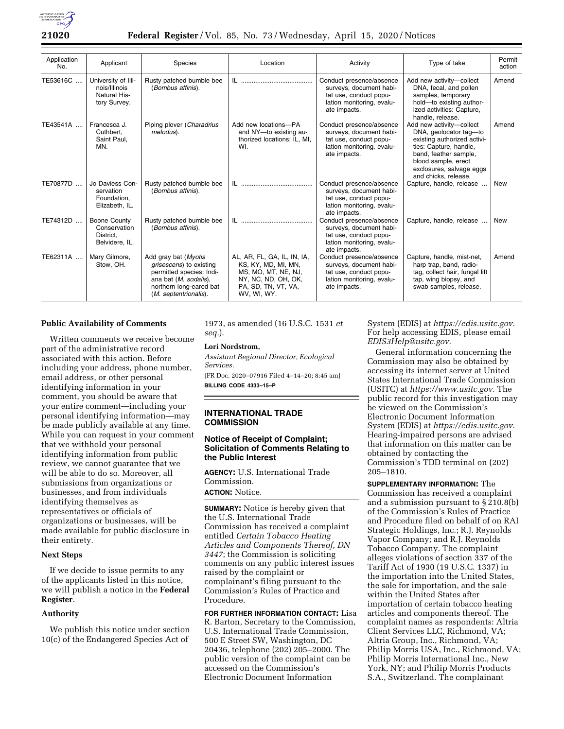| Application No. | Applicant | Species | Location | Activity | Type of take | Permit action |
|---|---|---|---|---|---|---|
| TE53616C | University of Illinois/Illinois Natural History Survey. | Rusty patched bumble bee (*Bombus affinis*). | IL | Conduct presence/absence surveys, document habitat use, conduct population monitoring, evaluate impacts. | Add new activity—collect DNA, fecal, and pollen samples, temporary hold—to existing authorized activities: Capture, handle, release. | Amend |
| TE43541A | Francesca J. Cuthbert, Saint Paul, MN. | Piping plover (*Charadrius melodus*). | Add new locations—PA and NY—to existing authorized locations: IL, MI, WI. | Conduct presence/absence surveys, document habitat use, conduct population monitoring, evaluate impacts. | Add new activity—collect DNA, geolocator tag—to existing authorized activities: Capture, handle, band, feather sample, blood sample, erect exclosures, salvage eggs and chicks, release. | Amend |
| TE70877D | Jo Daviess Conservation Foundation, Elizabeth, IL. | Rusty patched bumble bee (*Bombus affinis*). | IL | Conduct presence/absence surveys, document habitat use, conduct population monitoring, evaluate impacts. | Capture, handle, release | New |
| TE74312D | Boone County Conservation District, Belvidere, IL. | Rusty patched bumble bee (*Bombus affinis*). | IL | Conduct presence/absence surveys, document habitat use, conduct population monitoring, evaluate impacts. | Capture, handle, release | New |
| TE62311A | Mary Gilmore, Stow, OH. | Add gray bat (*Myotis grisescens*) to existing permitted species: Indiana bat (*M. sodalis*), northern long-eared bat (*M. septentrionalis*). | AL, AR, FL, GA, IL, IN, IA, KS, KY, MD, MI, MN, MS, MO, MT, NE, NJ, NY, NC, ND, OH, OK, PA, SD, TN, VT, VA, WV, WI, WY. | Conduct presence/absence surveys, document habitat use, conduct population monitoring, evaluate impacts. | Capture, handle, mist-net, harp trap, band, radio-tag, collect hair, fungal lift tap, wing biopsy, and swab samples, release. | Amend |

## Public Availability of Comments

Written comments we receive become part of the administrative record associated with this action. Before including your address, phone number, email address, or other personal identifying information in your comment, you should be aware that your entire comment—including your personal identifying information—may be made publicly available at any time. While you can request in your comment that we withhold your personal identifying information from public review, we cannot guarantee that we will be able to do so. Moreover, all submissions from organizations or businesses, and from individuals identifying themselves as representatives or officials of organizations or businesses, will be made available for public disclosure in their entirety.

## Next Steps

If we decide to issue permits to any of the applicants listed in this notice, we will publish a notice in the **Federal Register**.

## Authority

We publish this notice under section 10(c) of the Endangered Species Act of 1973, as amended (16 U.S.C. 1531 *et seq.*).

**Lori Nordstrom,**

*Assistant Regional Director, Ecological Services.*

[FR Doc. 2020–07916 Filed 4–14–20; 8:45 am]

**BILLING CODE 4333–15–P**

# INTERNATIONAL TRADE COMMISSION

## Notice of Receipt of Complaint; Solicitation of Comments Relating to the Public Interest

**AGENCY:** U.S. International Trade Commission.

**ACTION:** Notice.

**SUMMARY:** Notice is hereby given that the U.S. International Trade Commission has received a complaint entitled *Certain Tobacco Heating Articles and Components Thereof, DN 3447*; the Commission is soliciting comments on any public interest issues raised by the complaint or complainant's filing pursuant to the Commission's Rules of Practice and Procedure.

**FOR FURTHER INFORMATION CONTACT:** Lisa R. Barton, Secretary to the Commission, U.S. International Trade Commission, 500 E Street SW, Washington, DC 20436, telephone (202) 205–2000. The public version of the complaint can be accessed on the Commission's Electronic Document Information System (EDIS) at *https://edis.usitc.gov.* For help accessing EDIS, please email *EDIS3Help@usitc.gov.*

General information concerning the Commission may also be obtained by accessing its internet server at United States International Trade Commission (USITC) at *https://www.usitc.gov.* The public record for this investigation may be viewed on the Commission's Electronic Document Information System (EDIS) at *https://edis.usitc.gov.* Hearing-impaired persons are advised that information on this matter can be obtained by contacting the Commission's TDD terminal on (202) 205–1810.

**SUPPLEMENTARY INFORMATION:** The Commission has received a complaint and a submission pursuant to § 210.8(b) of the Commission's Rules of Practice and Procedure filed on behalf of on RAI Strategic Holdings, Inc.; R.J. Reynolds Vapor Company; and R.J. Reynolds Tobacco Company. The complaint alleges violations of section 337 of the Tariff Act of 1930 (19 U.S.C. 1337) in the importation into the United States, the sale for importation, and the sale within the United States after importation of certain tobacco heating articles and components thereof. The complaint names as respondents: Altria Client Services LLC, Richmond, VA; Altria Group, Inc., Richmond, VA; Philip Morris USA, Inc., Richmond, VA; Philip Morris International Inc., New York, NY; and Philip Morris Products S.A., Switzerland. The complainant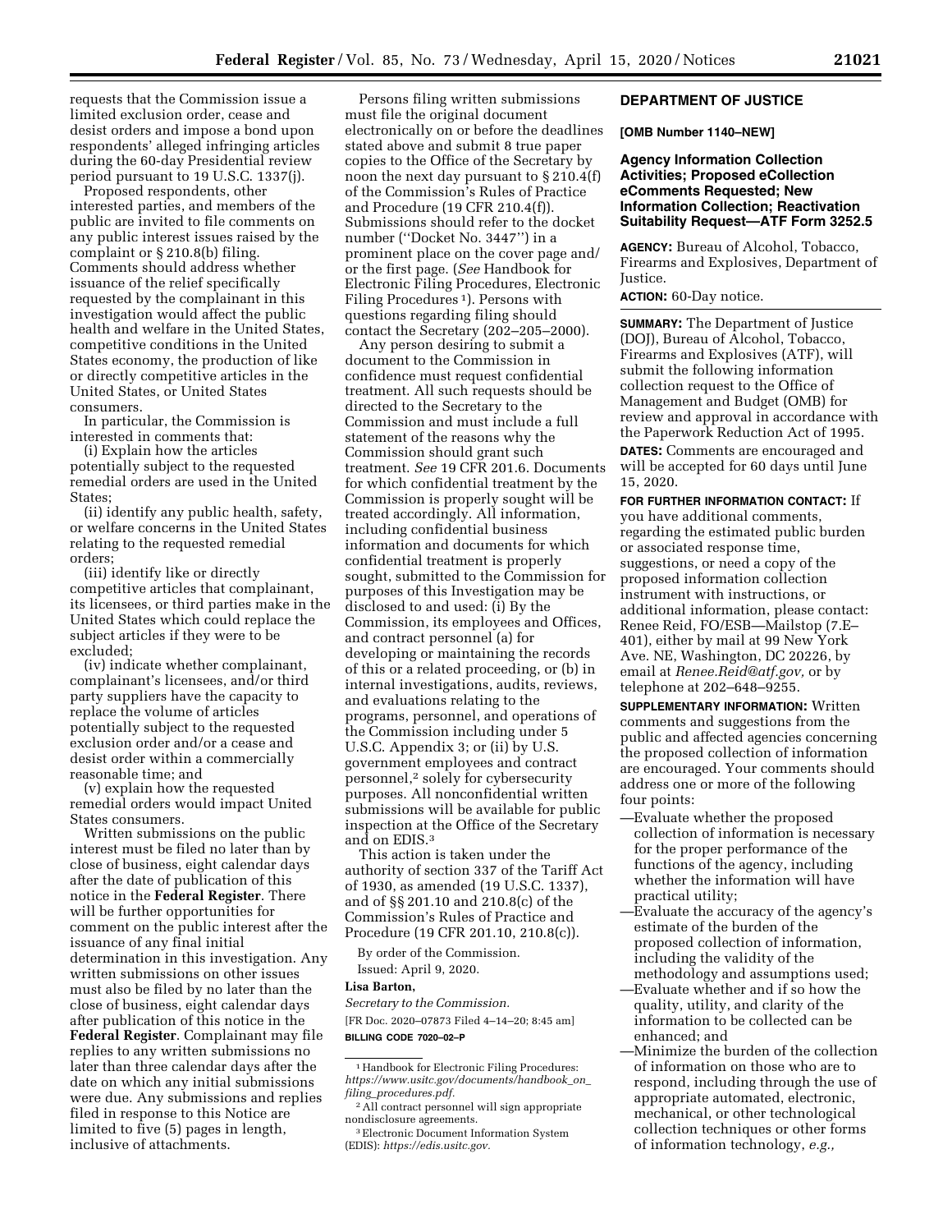requests that the Commission issue a limited exclusion order, cease and desist orders and impose a bond upon respondents' alleged infringing articles during the 60-day Presidential review period pursuant to 19 U.S.C. 1337(j).

Proposed respondents, other interested parties, and members of the public are invited to file comments on any public interest issues raised by the complaint or § 210.8(b) filing. Comments should address whether issuance of the relief specifically requested by the complainant in this investigation would affect the public health and welfare in the United States, competitive conditions in the United States economy, the production of like or directly competitive articles in the United States, or United States consumers.

In particular, the Commission is interested in comments that:

(i) Explain how the articles potentially subject to the requested remedial orders are used in the United States;

(ii) identify any public health, safety, or welfare concerns in the United States relating to the requested remedial orders;

(iii) identify like or directly competitive articles that complainant, its licensees, or third parties make in the United States which could replace the subject articles if they were to be excluded;

(iv) indicate whether complainant, complainant's licensees, and/or third party suppliers have the capacity to replace the volume of articles potentially subject to the requested exclusion order and/or a cease and desist order within a commercially reasonable time; and

(v) explain how the requested remedial orders would impact United States consumers.

Written submissions on the public interest must be filed no later than by close of business, eight calendar days after the date of publication of this notice in the **Federal Register**. There will be further opportunities for comment on the public interest after the issuance of any final initial determination in this investigation. Any written submissions on other issues must also be filed by no later than the close of business, eight calendar days after publication of this notice in the **Federal Register**. Complainant may file replies to any written submissions no later than three calendar days after the date on which any initial submissions were due. Any submissions and replies filed in response to this Notice are limited to five (5) pages in length, inclusive of attachments.

Persons filing written submissions must file the original document electronically on or before the deadlines stated above and submit 8 true paper copies to the Office of the Secretary by noon the next day pursuant to § 210.4(f) of the Commission's Rules of Practice and Procedure (19 CFR 210.4(f)). Submissions should refer to the docket number (''Docket No. 3447'') in a prominent place on the cover page and/or the first page. (*See* Handbook for Electronic Filing Procedures, Electronic Filing Procedures [1]). Persons with questions regarding filing should contact the Secretary (202–205–2000).

Any person desiring to submit a document to the Commission in confidence must request confidential treatment. All such requests should be directed to the Secretary to the Commission and must include a full statement of the reasons why the Commission should grant such treatment. *See* 19 CFR 201.6. Documents for which confidential treatment by the Commission is properly sought will be treated accordingly. All information, including confidential business information and documents for which confidential treatment is properly sought, submitted to the Commission for purposes of this Investigation may be disclosed to and used: (i) By the Commission, its employees and Offices, and contract personnel (a) for developing or maintaining the records of this or a related proceeding, or (b) in internal investigations, audits, reviews, and evaluations relating to the programs, personnel, and operations of the Commission including under 5 U.S.C. Appendix 3; or (ii) by U.S. government employees and contract personnel,[2] solely for cybersecurity purposes. All nonconfidential written submissions will be available for public inspection at the Office of the Secretary and on EDIS.[3]

This action is taken under the authority of section 337 of the Tariff Act of 1930, as amended (19 U.S.C. 1337), and of §§ 201.10 and 210.8(c) of the Commission's Rules of Practice and Procedure (19 CFR 201.10, 210.8(c)).

By order of the Commission.

Issued: April 9, 2020.

**Lisa Barton,**

*Secretary to the Commission.*

[FR Doc. 2020–07873 Filed 4–14–20; 8:45 am]

**BILLING CODE 7020–02–P**

[1] Handbook for Electronic Filing Procedures: *https://www.usitc.gov/documents/handbook_on_filing_procedures.pdf.*

[2] All contract personnel will sign appropriate nondisclosure agreements.

[3] Electronic Document Information System (EDIS): *https://edis.usitc.gov.*

## DEPARTMENT OF JUSTICE

**[OMB Number 1140–NEW]**

### Agency Information Collection Activities; Proposed eCollection eComments Requested; New Information Collection; Reactivation Suitability Request—ATF Form 3252.5

**AGENCY:** Bureau of Alcohol, Tobacco, Firearms and Explosives, Department of Justice.

**ACTION:** 60-Day notice.

**SUMMARY:** The Department of Justice (DOJ), Bureau of Alcohol, Tobacco, Firearms and Explosives (ATF), will submit the following information collection request to the Office of Management and Budget (OMB) for review and approval in accordance with the Paperwork Reduction Act of 1995.

**DATES:** Comments are encouraged and will be accepted for 60 days until June 15, 2020.

**FOR FURTHER INFORMATION CONTACT:** If you have additional comments, regarding the estimated public burden or associated response time, suggestions, or need a copy of the proposed information collection instrument with instructions, or additional information, please contact: Renee Reid, FO/ESB—Mailstop (7.E–401), either by mail at 99 New York Ave. NE, Washington, DC 20226, by email at *Renee.Reid@atf.gov,* or by telephone at 202–648–9255.

**SUPPLEMENTARY INFORMATION:** Written comments and suggestions from the public and affected agencies concerning the proposed collection of information are encouraged. Your comments should address one or more of the following four points:

—Evaluate whether the proposed collection of information is necessary for the proper performance of the functions of the agency, including whether the information will have practical utility;

—Evaluate the accuracy of the agency's estimate of the burden of the proposed collection of information, including the validity of the methodology and assumptions used;

—Evaluate whether and if so how the quality, utility, and clarity of the information to be collected can be enhanced; and

—Minimize the burden of the collection of information on those who are to respond, including through the use of appropriate automated, electronic, mechanical, or other technological collection techniques or other forms of information technology, *e.g.,*